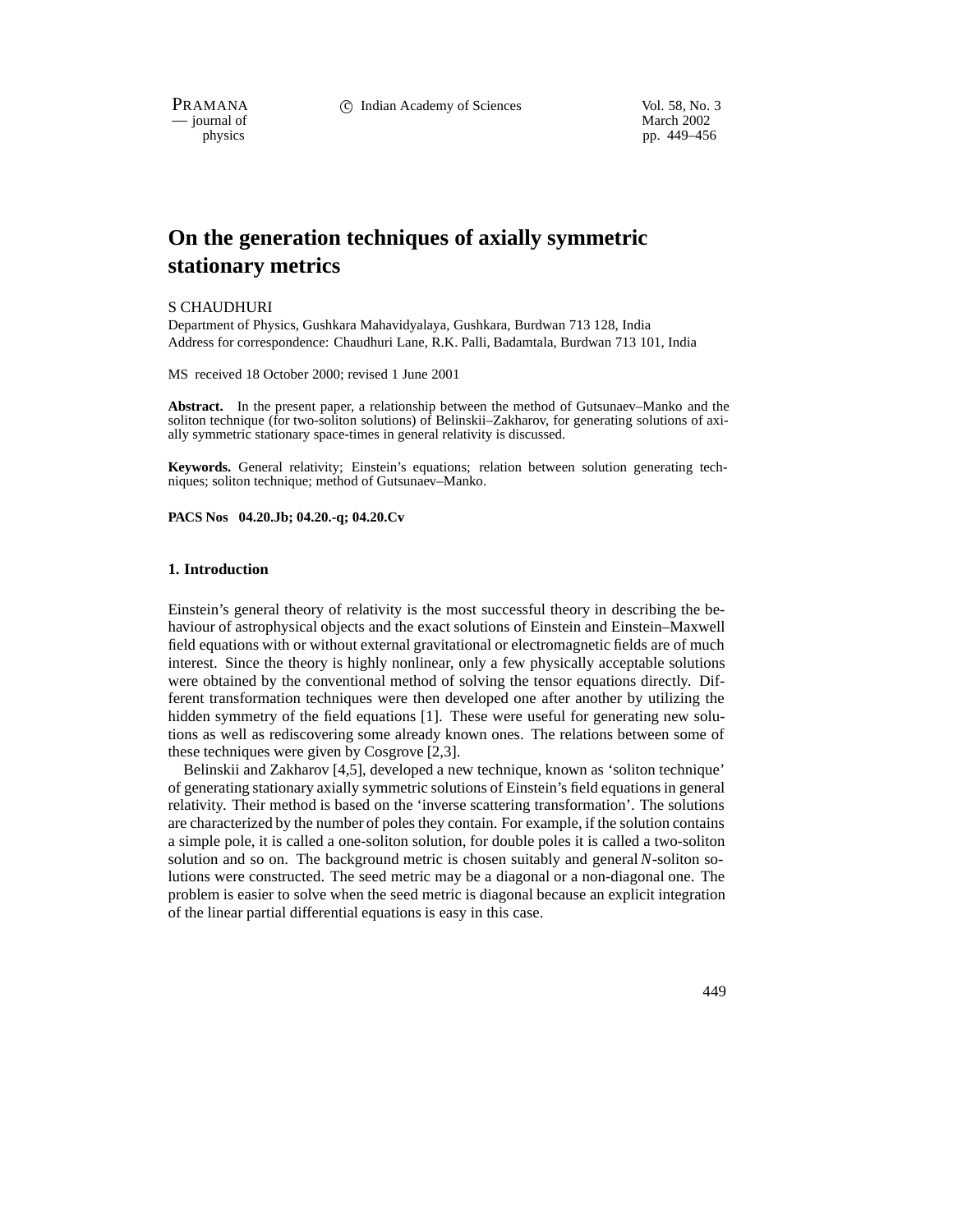# On the generation techniques of axially symmetric stationary metrics

S CHAUDHURI

Department of Physics, Gushkara Mahavidyalaya, Gushkara, Burdwan 713 128, India
Address for correspondence: Chaudhuri Lane, R.K. Palli, Badamtala, Burdwan 713 101, India

MS received 18 October 2000; revised 1 June 2001

**Abstract.** In the present paper, a relationship between the method of Gutsunaev–Manko and the soliton technique (for two-soliton solutions) of Belinskii–Zakharov, for generating solutions of axially symmetric stationary space-times in general relativity is discussed.

**Keywords.** General relativity; Einstein's equations; relation between solution generating techniques; soliton technique; method of Gutsunaev–Manko.

**PACS Nos 04.20.Jb; 04.20.-q; 04.20.Cv**

## 1. Introduction

Einstein's general theory of relativity is the most successful theory in describing the behaviour of astrophysical objects and the exact solutions of Einstein and Einstein–Maxwell field equations with or without external gravitational or electromagnetic fields are of much interest. Since the theory is highly nonlinear, only a few physically acceptable solutions were obtained by the conventional method of solving the tensor equations directly. Different transformation techniques were then developed one after another by utilizing the hidden symmetry of the field equations [1]. These were useful for generating new solutions as well as rediscovering some already known ones. The relations between some of these techniques were given by Cosgrove [2,3].

Belinskii and Zakharov [4,5], developed a new technique, known as 'soliton technique' of generating stationary axially symmetric solutions of Einstein's field equations in general relativity. Their method is based on the 'inverse scattering transformation'. The solutions are characterized by the number of poles they contain. For example, if the solution contains a simple pole, it is called a one-soliton solution, for double poles it is called a two-soliton solution and so on. The background metric is chosen suitably and general $N$-soliton solutions were constructed. The seed metric may be a diagonal or a non-diagonal one. The problem is easier to solve when the seed metric is diagonal because an explicit integration of the linear partial differential equations is easy in this case.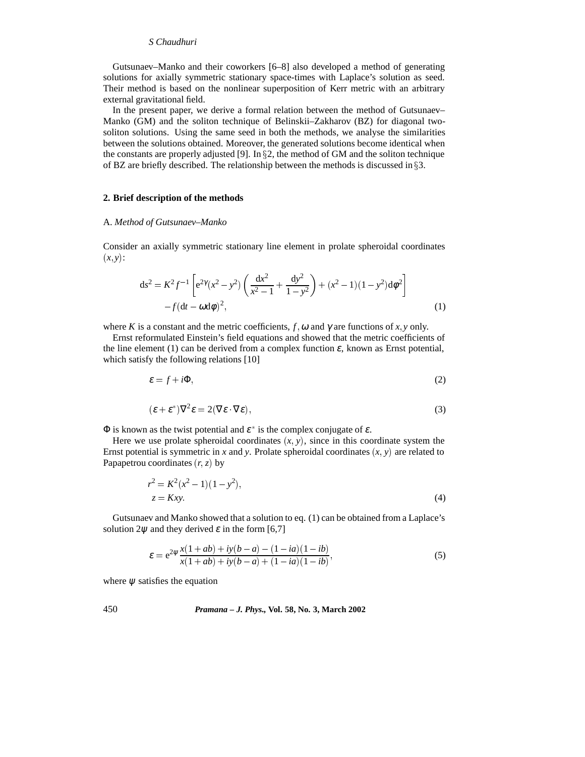Gutsunaev–Manko and their coworkers [6–8] also developed a method of generating solutions for axially symmetric stationary space-times with Laplace's solution as seed. Their method is based on the nonlinear superposition of Kerr metric with an arbitrary external gravitational field.

In the present paper, we derive a formal relation between the method of Gutsunaev–Manko (GM) and the soliton technique of Belinskii–Zakharov (BZ) for diagonal two-soliton solutions. Using the same seed in both the methods, we analyse the similarities between the solutions obtained. Moreover, the generated solutions become identical when the constants are properly adjusted [9]. In §2, the method of GM and the soliton technique of BZ are briefly described. The relationship between the methods is discussed in §3.

## 2. Brief description of the methods

### A. *Method of Gutsunaev–Manko*

Consider an axially symmetric stationary line element in prolate spheroidal coordinates $(x,y)$:

$$\mathrm{d}s^2 = K^2 f^{-1}\left[\mathrm{e}^{2\gamma}(x^2-y^2)\left(\frac{\mathrm{d}x^2}{x^2-1}+\frac{\mathrm{d}y^2}{1-y^2}\right)+(x^2-1)(1-y^2)\mathrm{d}\phi^2\right] - f(\mathrm{d}t-\omega\mathrm{d}\phi)^2, \tag{1}$$

where $K$ is a constant and the metric coefficients, $f, \omega$ and $\gamma$ are functions of $x,y$ only.

Ernst reformulated Einstein's field equations and showed that the metric coefficients of the line element (1) can be derived from a complex function $\varepsilon$, known as Ernst potential, which satisfy the following relations [10]

$$\varepsilon = f + i\Phi, \tag{2}$$

$$(\varepsilon+\varepsilon^*)\nabla^2\varepsilon = 2(\nabla\varepsilon\cdot\nabla\varepsilon), \tag{3}$$

$\Phi$ is known as the twist potential and $\varepsilon^*$ is the complex conjugate of $\varepsilon$.

Here we use prolate spheroidal coordinates $(x, y)$, since in this coordinate system the Ernst potential is symmetric in $x$ and $y$. Prolate spheroidal coordinates $(x, y)$ are related to Papapetrou coordinates $(r, z)$ by

$$r^2 = K^2(x^2-1)(1-y^2),$$
$$z = Kxy. \tag{4}$$

Gutsunaev and Manko showed that a solution to eq. (1) can be obtained from a Laplace's solution $2\psi$ and they derived $\varepsilon$ in the form [6,7]

$$\varepsilon = \mathrm{e}^{2\psi}\frac{x(1+ab)+iy(b-a)-(1-ia)(1-ib)}{x(1+ab)+iy(b-a)+(1-ia)(1-ib)}, \tag{5}$$

where $\psi$ satisfies the equation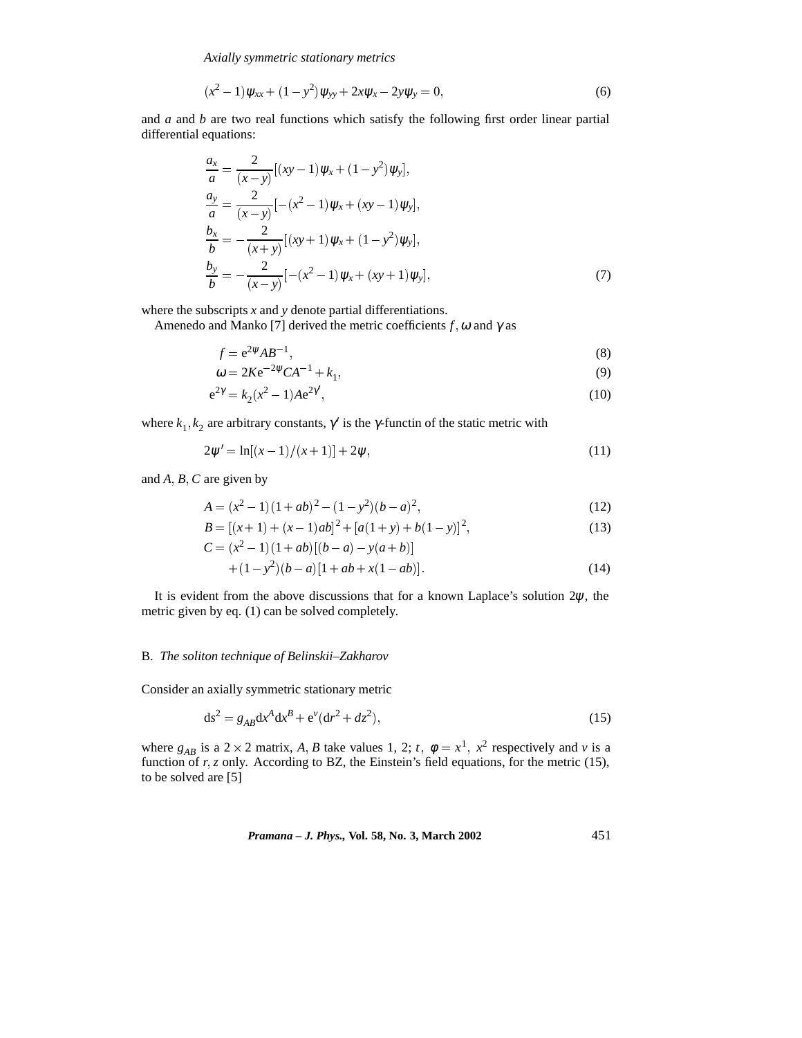$$(x^2-1)\psi_{xx}+(1-y^2)\psi_{yy}+2x\psi_x-2y\psi_y=0, \tag{6}$$

and $a$ and $b$ are two real functions which satisfy the following first order linear partial differential equations:

$$\begin{aligned}
\frac{a_x}{a} &= \frac{2}{(x-y)}[(xy-1)\psi_x+(1-y^2)\psi_y],\\
\frac{a_y}{a} &= \frac{2}{(x-y)}[-(x^2-1)\psi_x+(xy-1)\psi_y],\\
\frac{b_x}{b} &= -\frac{2}{(x+y)}[(xy+1)\psi_x+(1-y^2)\psi_y],\\
\frac{b_y}{b} &= -\frac{2}{(x-y)}[-(x^2-1)\psi_x+(xy+1)\psi_y],
\end{aligned} \tag{7}$$

where the subscripts $x$ and $y$ denote partial differentiations.

Amenedo and Manko [7] derived the metric coefficients $f,\omega$ and $\gamma$ as

$$f = \mathrm{e}^{2\psi}AB^{-1}, \tag{8}$$

$$\omega = 2K\mathrm{e}^{-2\psi}CA^{-1}+k_1, \tag{9}$$

$$\mathrm{e}^{2\gamma} = k_2(x^2-1)A\mathrm{e}^{2\gamma'}, \tag{10}$$

where $k_1,k_2$ are arbitrary constants, $\gamma'$ is the $\gamma$-functin of the static metric with

$$2\psi' = \ln[(x-1)/(x+1)]+2\psi, \tag{11}$$

and $A,B,C$ are given by

$$A = (x^2-1)(1+ab)^2-(1-y^2)(b-a)^2, \tag{12}$$

$$B = [(x+1)+(x-1)ab]^2+[a(1+y)+b(1-y)]^2, \tag{13}$$

$$\begin{aligned}
C &= (x^2-1)(1+ab)[(b-a)-y(a+b)]\\
&\quad +(1-y^2)(b-a)[1+ab+x(1-ab)].
\end{aligned} \tag{14}$$

It is evident from the above discussions that for a known Laplace's solution $2\psi$, the metric given by eq. (1) can be solved completely.

### B. *The soliton technique of Belinskii–Zakharov*

Consider an axially symmetric stationary metric

$$\mathrm{d}s^2 = g_{AB}\mathrm{d}x^A\mathrm{d}x^B+\mathrm{e}^{\nu}(\mathrm{d}r^2+dz^2), \tag{15}$$

where $g_{AB}$ is a $2\times2$ matrix, $A,B$ take values 1, 2; $t,\ \phi = x^1,\ x^2$ respectively and $\nu$ is a function of $r,z$ only. According to BZ, the Einstein's field equations, for the metric (15), to be solved are [5]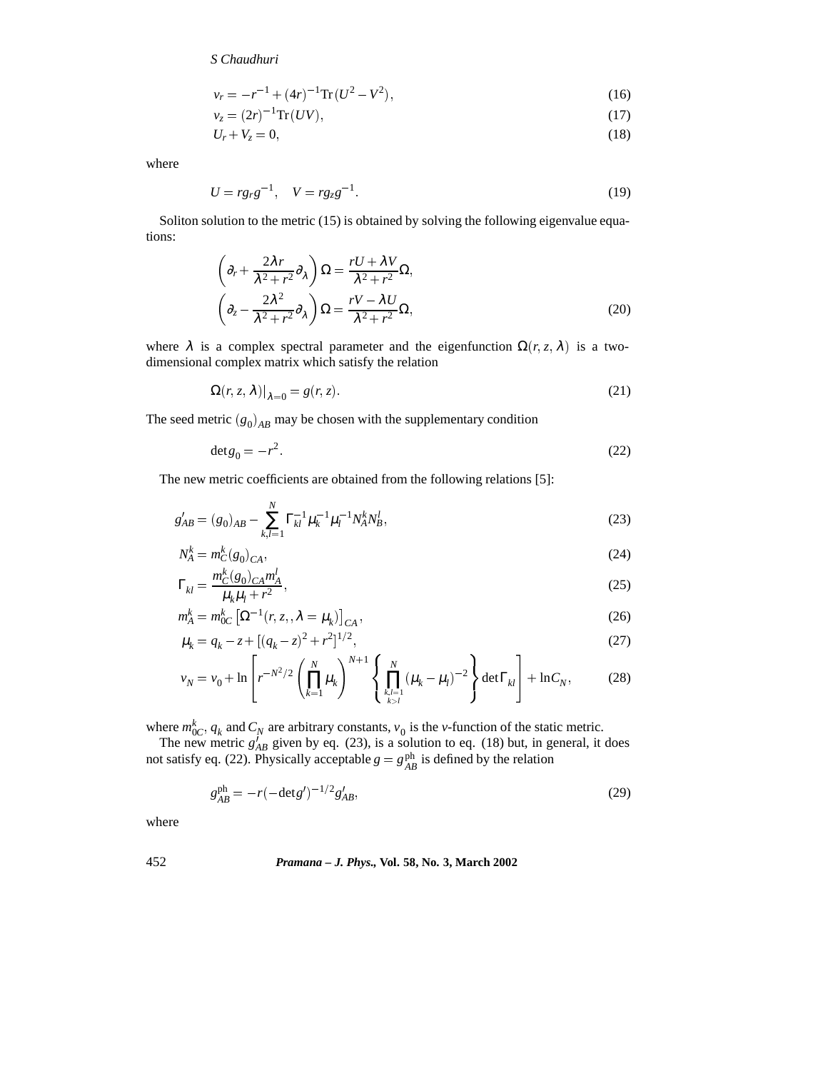$$v_r = -r^{-1} + (4r)^{-1}\mathrm{Tr}(U^2 - V^2), \tag{16}$$

$$v_z = (2r)^{-1}\mathrm{Tr}(UV), \tag{17}$$

$$U_r + V_z = 0, \tag{18}$$

where

$$U = rg_r g^{-1}, \quad V = rg_z g^{-1}. \tag{19}$$

Soliton solution to the metric (15) is obtained by solving the following eigenvalue equations:

$$\left(\partial_r + \frac{2\lambda r}{\lambda^2 + r^2}\partial_\lambda\right)\Omega = \frac{rU + \lambda V}{\lambda^2 + r^2}\Omega,$$

$$\left(\partial_z - \frac{2\lambda^2}{\lambda^2 + r^2}\partial_\lambda\right)\Omega = \frac{rV - \lambda U}{\lambda^2 + r^2}\Omega, \tag{20}$$

where $\lambda$ is a complex spectral parameter and the eigenfunction $\Omega(r, z, \lambda)$ is a two-dimensional complex matrix which satisfy the relation

$$\Omega(r, z, \lambda)|_{\lambda=0} = g(r, z). \tag{21}$$

The seed metric $(g_0)_{AB}$ may be chosen with the supplementary condition

$$\det g_0 = -r^2. \tag{22}$$

The new metric coefficients are obtained from the following relations [5]:

$$g'_{AB} = (g_0)_{AB} - \sum_{k,l=1}^{N} \Gamma_{kl}^{-1}\mu_k^{-1}\mu_l^{-1}N_A^k N_B^l, \tag{23}$$

$$N_A^k = m_C^k (g_0)_{CA}, \tag{24}$$

$$\Gamma_{kl} = \frac{m_C^k (g_0)_{CA} m_A^l}{\mu_k \mu_l + r^2}, \tag{25}$$

$$m_A^k = m_{0C}^k \left[\Omega^{-1}(r, z, , \lambda = \mu_k)\right]_{CA}, \tag{26}$$

$$\mu_k = q_k - z + [(q_k - z)^2 + r^2]^{1/2}, \tag{27}$$

$$v_N = v_0 + \ln\left[r^{-N^2/2}\left(\prod_{k=1}^{N}\mu_k\right)^{N+1}\left\{\prod_{\substack{k,l=1\\k>l}}^{N}(\mu_k - \mu_l)^{-2}\right\}\det\Gamma_{kl}\right] + \ln C_N, \tag{28}$$

where $m_{0C}^k$, $q_k$ and $C_N$ are arbitrary constants, $v_0$ is the $v$-function of the static metric.

The new metric $g'_{AB}$ given by eq. (23), is a solution to eq. (18) but, in general, it does not satisfy eq. (22). Physically acceptable $g = g_{AB}^{\mathrm{ph}}$ is defined by the relation

$$g_{AB}^{\mathrm{ph}} = -r(-\det g')^{-1/2} g'_{AB}, \tag{29}$$

where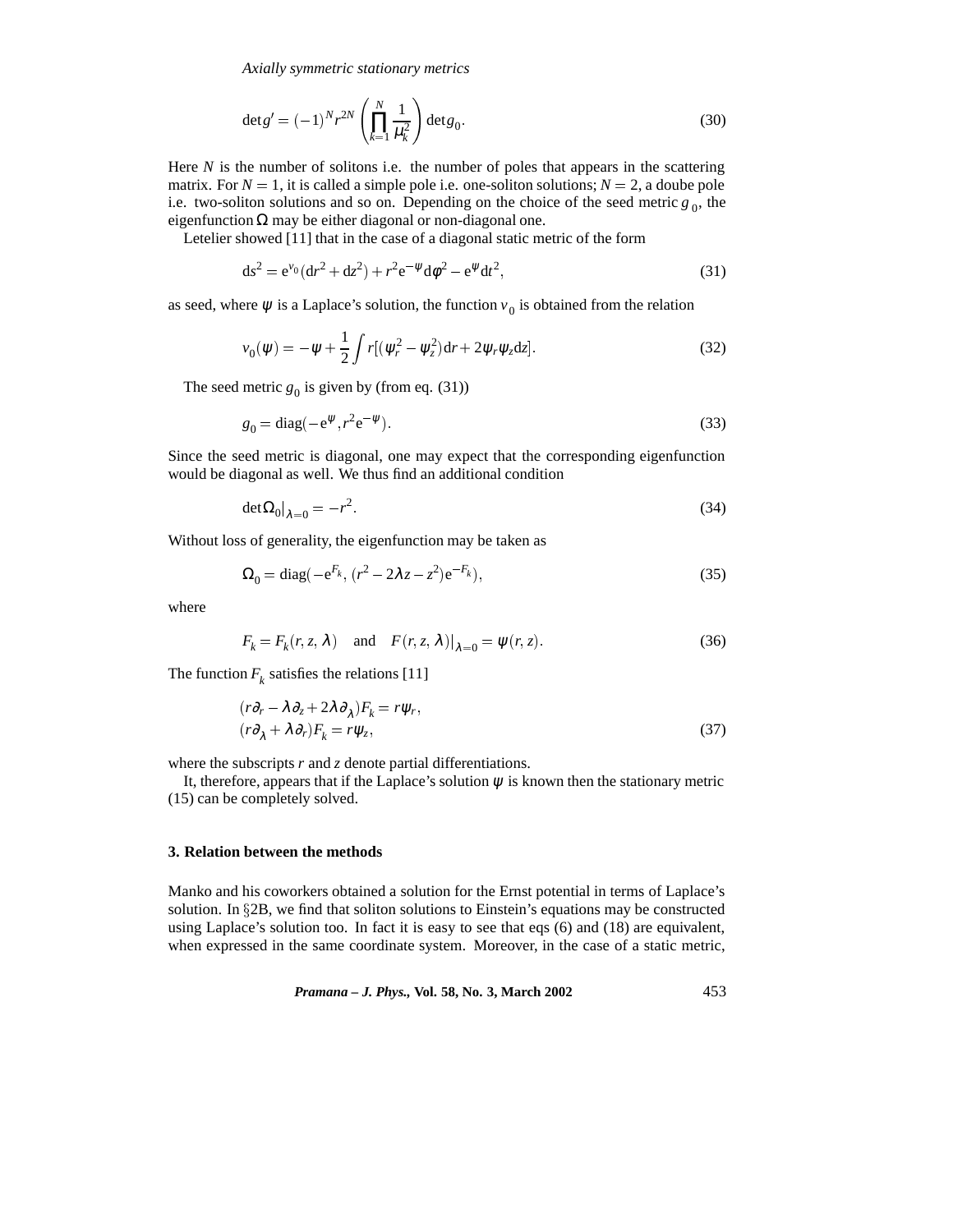$$\det g' = (-1)^N r^{2N} \left( \prod_{k=1}^{N} \frac{1}{\mu_k^2} \right) \det g_0. \tag{30}$$

Here $N$ is the number of solitons i.e. the number of poles that appears in the scattering matrix. For $N = 1$, it is called a simple pole i.e. one-soliton solutions; $N = 2$, a doube pole i.e. two-soliton solutions and so on. Depending on the choice of the seed metric $g_0$, the eigenfunction $\Omega$ may be either diagonal or non-diagonal one.

Letelier showed [11] that in the case of a diagonal static metric of the form

$$\mathrm{d}s^2 = \mathrm{e}^{v_0}(\mathrm{d}r^2 + \mathrm{d}z^2) + r^2 \mathrm{e}^{-\psi} \mathrm{d}\phi^2 - \mathrm{e}^{\psi} \mathrm{d}t^2, \tag{31}$$

as seed, where $\psi$ is a Laplace's solution, the function $v_0$ is obtained from the relation

$$v_0(\psi) = -\psi + \frac{1}{2} \int r[(\psi_r^2 - \psi_z^2)\mathrm{d}r + 2\psi_r \psi_z \mathrm{d}z]. \tag{32}$$

The seed metric $g_0$ is given by (from eq. (31))

$$g_0 = \mathrm{diag}(-\mathrm{e}^{\psi}, r^2 \mathrm{e}^{-\psi}). \tag{33}$$

Since the seed metric is diagonal, one may expect that the corresponding eigenfunction would be diagonal as well. We thus find an additional condition

$$\det \Omega_0|_{\lambda=0} = -r^2. \tag{34}$$

Without loss of generality, the eigenfunction may be taken as

$$\Omega_0 = \mathrm{diag}(-\mathrm{e}^{F_k}, (r^2 - 2\lambda z - z^2)\mathrm{e}^{-F_k}), \tag{35}$$

where

$$F_k = F_k(r, z, \lambda) \quad \text{and} \quad F(r, z, \lambda)|_{\lambda=0} = \psi(r, z). \tag{36}$$

The function $F_k$ satisfies the relations [11]

$$\begin{aligned} &(r\partial_r - \lambda \partial_z + 2\lambda \partial_\lambda) F_k = r\psi_r, \\ &(r\partial_\lambda + \lambda \partial_r) F_k = r\psi_z, \end{aligned} \tag{37}$$

where the subscripts $r$ and $z$ denote partial differentiations.

It, therefore, appears that if the Laplace's solution $\psi$ is known then the stationary metric (15) can be completely solved.

## 3. Relation between the methods

Manko and his coworkers obtained a solution for the Ernst potential in terms of Laplace's solution. In §2B, we find that soliton solutions to Einstein's equations may be constructed using Laplace's solution too. In fact it is easy to see that eqs (6) and (18) are equivalent, when expressed in the same coordinate system. Moreover, in the case of a static metric,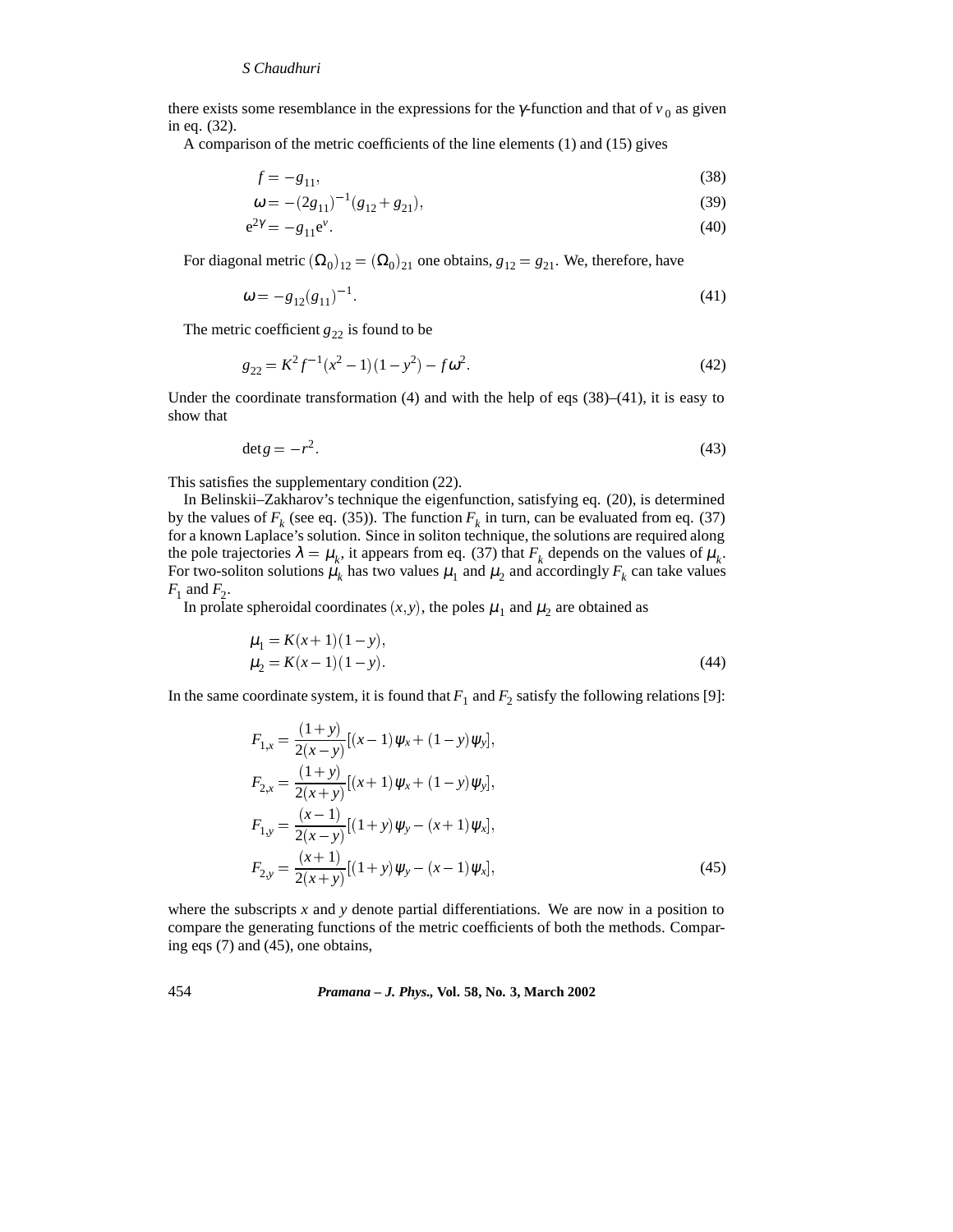there exists some resemblance in the expressions for the $\gamma$-function and that of $v_0$ as given in eq. (32).

A comparison of the metric coefficients of the line elements (1) and (15) gives

$$f = -g_{11}, \tag{38}$$

$$\omega = -(2g_{11})^{-1}(g_{12} + g_{21}), \tag{39}$$

$$e^{2\gamma} = -g_{11}e^{\nu}. \tag{40}$$

For diagonal metric $(\Omega_0)_{12} = (\Omega_0)_{21}$ one obtains, $g_{12} = g_{21}$. We, therefore, have

$$\omega = -g_{12}(g_{11})^{-1}. \tag{41}$$

The metric coefficient $g_{22}$ is found to be

$$g_{22} = K^2 f^{-1}(x^2 - 1)(1 - y^2) - f\omega^2. \tag{42}$$

Under the coordinate transformation (4) and with the help of eqs (38)–(41), it is easy to show that

$$\det g = -r^2. \tag{43}$$

This satisfies the supplementary condition (22).

In Belinskii–Zakharov's technique the eigenfunction, satisfying eq. (20), is determined by the values of $F_k$ (see eq. (35)). The function $F_k$ in turn, can be evaluated from eq. (37) for a known Laplace's solution. Since in soliton technique, the solutions are required along the pole trajectories $\lambda = \mu_k$, it appears from eq. (37) that $F_k$ depends on the values of $\mu_k$. For two-soliton solutions $\mu_k$ has two values $\mu_1$ and $\mu_2$ and accordingly $F_k$ can take values $F_1$ and $F_2$.

In prolate spheroidal coordinates $(x, y)$, the poles $\mu_1$ and $\mu_2$ are obtained as

$$\begin{aligned} \mu_1 &= K(x+1)(1-y), \\ \mu_2 &= K(x-1)(1-y). \end{aligned} \tag{44}$$

In the same coordinate system, it is found that $F_1$ and $F_2$ satisfy the following relations [9]:

$$\begin{aligned} F_{1,x} &= \frac{(1+y)}{2(x-y)}[(x-1)\psi_x + (1-y)\psi_y], \\ F_{2,x} &= \frac{(1+y)}{2(x+y)}[(x+1)\psi_x + (1-y)\psi_y], \\ F_{1,y} &= \frac{(x-1)}{2(x-y)}[(1+y)\psi_y - (x+1)\psi_x], \\ F_{2,y} &= \frac{(x+1)}{2(x+y)}[(1+y)\psi_y - (x-1)\psi_x], \end{aligned} \tag{45}$$

where the subscripts $x$ and $y$ denote partial differentiations. We are now in a position to compare the generating functions of the metric coefficients of both the methods. Comparing eqs (7) and (45), one obtains,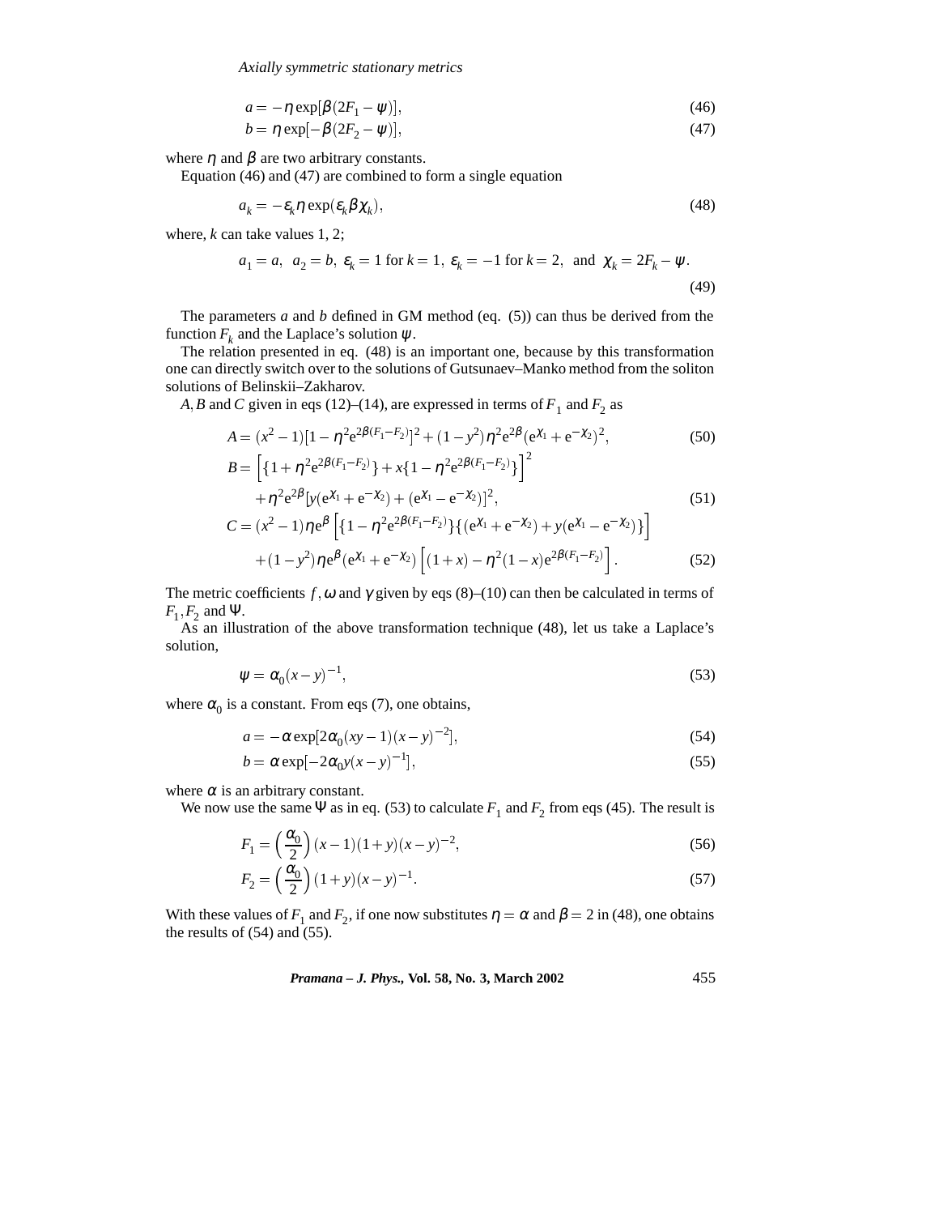$$a = -\eta \exp[\beta(2F_1 - \psi)], \tag{46}$$

$$b = \eta \exp[-\beta(2F_2 - \psi)], \tag{47}$$

where $\eta$ and $\beta$ are two arbitrary constants.

Equation (46) and (47) are combined to form a single equation

$$a_k = -\varepsilon_k \eta \exp(\varepsilon_k \beta \chi_k), \tag{48}$$

where, $k$ can take values 1, 2;

$$a_1 = a,\ \ a_2 = b,\ \varepsilon_k = 1 \text{ for } k = 1,\ \varepsilon_k = -1 \text{ for } k = 2,\ \text{ and }\ \chi_k = 2F_k - \psi. \tag{49}$$

The parameters $a$ and $b$ defined in GM method (eq. (5)) can thus be derived from the function $F_k$ and the Laplace's solution $\psi$.

The relation presented in eq. (48) is an important one, because by this transformation one can directly switch over to the solutions of Gutsunaev–Manko method from the soliton solutions of Belinskii–Zakharov.

$A, B$ and $C$ given in eqs (12)–(14), are expressed in terms of $F_1$ and $F_2$ as

$$A = (x^2-1)[1-\eta^2 e^{2\beta(F_1-F_2)}]^2 + (1-y^2)\eta^2 e^{2\beta}(e^{\chi_1} + e^{-\chi_2})^2, \tag{50}$$

$$B = \left[\{1+\eta^2 e^{2\beta(F_1-F_2)}\} + x\{1-\eta^2 e^{2\beta(F_1-F_2)}\}\right]^2 + \eta^2 e^{2\beta}[y(e^{\chi_1}+e^{-\chi_2}) + (e^{\chi_1}-e^{-\chi_2})]^2, \tag{51}$$

$$C = (x^2-1)\eta e^{\beta}\left[\{1-\eta^2 e^{2\beta(F_1-F_2)}\}\{(e^{\chi_1}+e^{-\chi_2}) + y(e^{\chi_1}-e^{-\chi_2})\}\right] + (1-y^2)\eta e^{\beta}(e^{\chi_1}+e^{-\chi_2})\left[(1+x) - \eta^2(1-x)e^{2\beta(F_1-F_2)}\right]. \tag{52}$$

The metric coefficients $f, \omega$ and $\gamma$ given by eqs (8)–(10) can then be calculated in terms of $F_1, F_2$ and $\Psi$.

As an illustration of the above transformation technique (48), let us take a Laplace's solution,

$$\psi = \alpha_0 (x-y)^{-1}, \tag{53}$$

where $\alpha_0$ is a constant. From eqs (7), one obtains,

$$a = -\alpha \exp[2\alpha_0(xy-1)(x-y)^{-2}], \tag{54}$$

$$b = \alpha \exp[-2\alpha_0 y (x-y)^{-1}], \tag{55}$$

where $\alpha$ is an arbitrary constant.

We now use the same $\Psi$ as in eq. (53) to calculate $F_1$ and $F_2$ from eqs (45). The result is

$$F_1 = \left(\frac{\alpha_0}{2}\right)(x-1)(1+y)(x-y)^{-2}, \tag{56}$$

$$F_2 = \left(\frac{\alpha_0}{2}\right)(1+y)(x-y)^{-1}. \tag{57}$$

With these values of $F_1$ and $F_2$, if one now substitutes $\eta = \alpha$ and $\beta = 2$ in (48), one obtains the results of (54) and (55).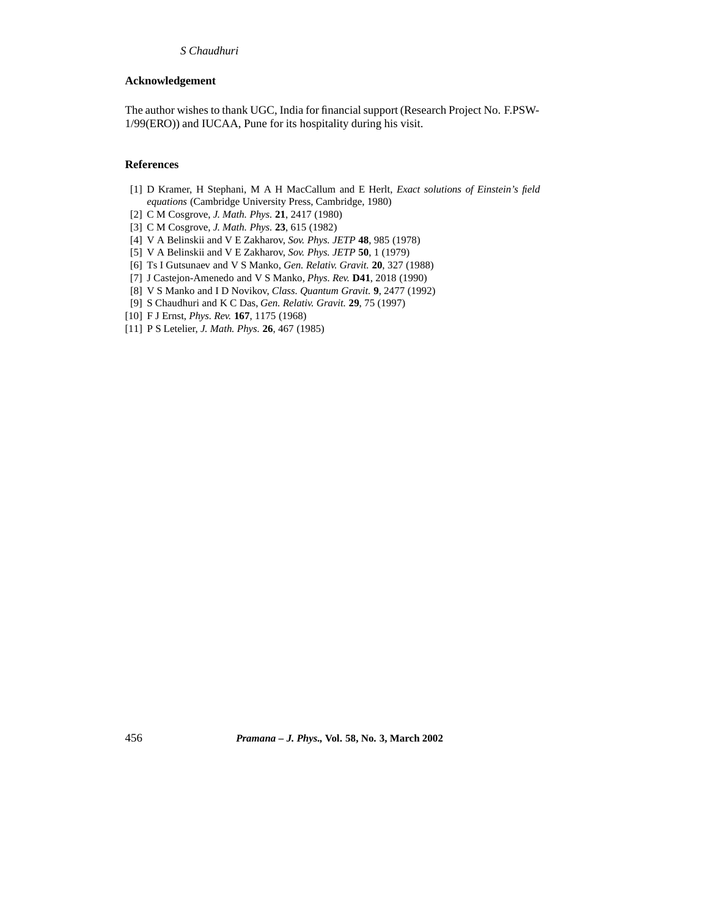## Acknowledgement

The author wishes to thank UGC, India for financial support (Research Project No. F.PSW-1/99(ERO)) and IUCAA, Pune for its hospitality during his visit.

## References

[1] D Kramer, H Stephani, M A H MacCallum and E Herlt, *Exact solutions of Einstein's field equations* (Cambridge University Press, Cambridge, 1980)
[2] C M Cosgrove, *J. Math. Phys.* **21**, 2417 (1980)
[3] C M Cosgrove, *J. Math. Phys.* **23**, 615 (1982)
[4] V A Belinskii and V E Zakharov, *Sov. Phys. JETP* **48**, 985 (1978)
[5] V A Belinskii and V E Zakharov, *Sov. Phys. JETP* **50**, 1 (1979)
[6] Ts I Gutsunaev and V S Manko, *Gen. Relativ. Gravit.* **20**, 327 (1988)
[7] J Castejon-Amenedo and V S Manko, *Phys. Rev.* **D41**, 2018 (1990)
[8] V S Manko and I D Novikov, *Class. Quantum Gravit.* **9**, 2477 (1992)
[9] S Chaudhuri and K C Das, *Gen. Relativ. Gravit.* **29**, 75 (1997)
[10] F J Ernst, *Phys. Rev.* **167**, 1175 (1968)
[11] P S Letelier, *J. Math. Phys.* **26**, 467 (1985)